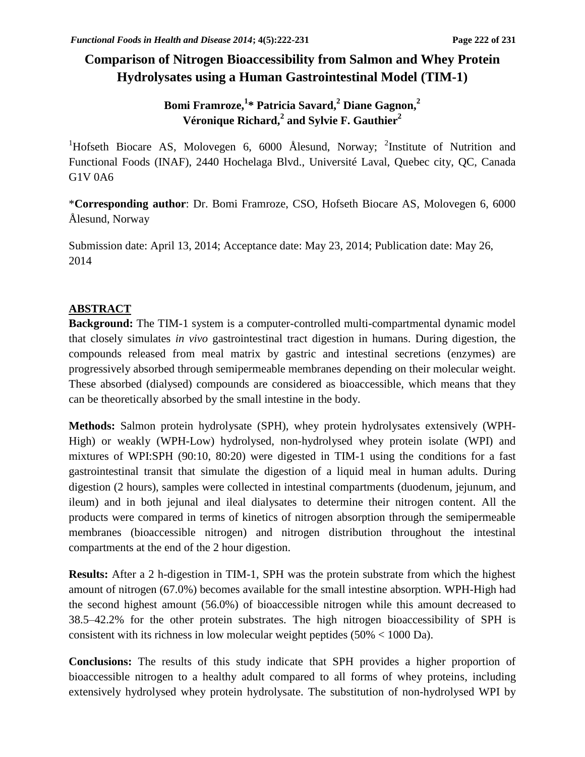# Comparison of Nitrogen Bioaccessibility from Salmon and Whey Protein Hydrolysates using a Human Gastrointestinal Model (TIM-1)

**Bomi Framroze,[1]* Patricia Savard,[2] Diane Gagnon,[2] Véronique Richard,[2] and Sylvie F. Gauthier[2]**

[1]Hofseth Biocare AS, Molovegen 6, 6000 Ålesund, Norway; [2]Institute of Nutrition and Functional Foods (INAF), 2440 Hochelaga Blvd., Université Laval, Quebec city, QC, Canada G1V 0A6

*__Corresponding author__: Dr. Bomi Framroze, CSO, Hofseth Biocare AS, Molovegen 6, 6000 Ålesund, Norway

Submission date: April 13, 2014; Acceptance date: May 23, 2014; Publication date: May 26, 2014

## ABSTRACT

**Background:** The TIM-1 system is a computer-controlled multi-compartmental dynamic model that closely simulates *in vivo* gastrointestinal tract digestion in humans. During digestion, the compounds released from meal matrix by gastric and intestinal secretions (enzymes) are progressively absorbed through semipermeable membranes depending on their molecular weight. These absorbed (dialysed) compounds are considered as bioaccessible, which means that they can be theoretically absorbed by the small intestine in the body.

**Methods:** Salmon protein hydrolysate (SPH), whey protein hydrolysates extensively (WPH-High) or weakly (WPH-Low) hydrolysed, non-hydrolysed whey protein isolate (WPI) and mixtures of WPI:SPH (90:10, 80:20) were digested in TIM-1 using the conditions for a fast gastrointestinal transit that simulate the digestion of a liquid meal in human adults. During digestion (2 hours), samples were collected in intestinal compartments (duodenum, jejunum, and ileum) and in both jejunal and ileal dialysates to determine their nitrogen content. All the products were compared in terms of kinetics of nitrogen absorption through the semipermeable membranes (bioaccessible nitrogen) and nitrogen distribution throughout the intestinal compartments at the end of the 2 hour digestion.

**Results:** After a 2 h-digestion in TIM-1, SPH was the protein substrate from which the highest amount of nitrogen (67.0%) becomes available for the small intestine absorption. WPH-High had the second highest amount (56.0%) of bioaccessible nitrogen while this amount decreased to 38.5–42.2% for the other protein substrates. The high nitrogen bioaccessibility of SPH is consistent with its richness in low molecular weight peptides (50% < 1000 Da).

**Conclusions:** The results of this study indicate that SPH provides a higher proportion of bioaccessible nitrogen to a healthy adult compared to all forms of whey proteins, including extensively hydrolysed whey protein hydrolysate. The substitution of non-hydrolysed WPI by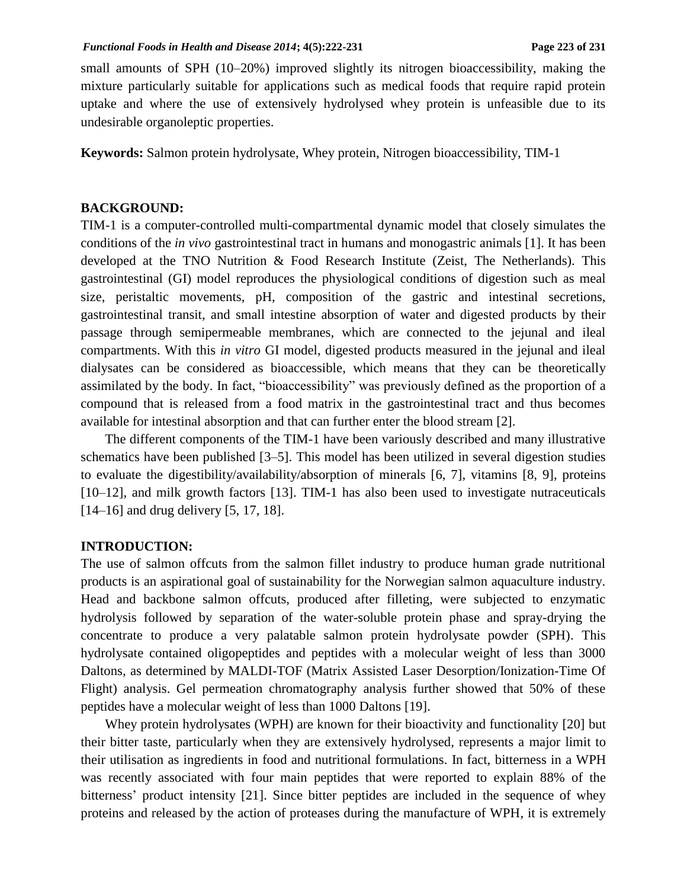small amounts of SPH (10–20%) improved slightly its nitrogen bioaccessibility, making the mixture particularly suitable for applications such as medical foods that require rapid protein uptake and where the use of extensively hydrolysed whey protein is unfeasible due to its undesirable organoleptic properties.

**Keywords:** Salmon protein hydrolysate, Whey protein, Nitrogen bioaccessibility, TIM-1

## BACKGROUND:

TIM-1 is a computer-controlled multi-compartmental dynamic model that closely simulates the conditions of the *in vivo* gastrointestinal tract in humans and monogastric animals [1]. It has been developed at the TNO Nutrition & Food Research Institute (Zeist, The Netherlands). This gastrointestinal (GI) model reproduces the physiological conditions of digestion such as meal size, peristaltic movements, pH, composition of the gastric and intestinal secretions, gastrointestinal transit, and small intestine absorption of water and digested products by their passage through semipermeable membranes, which are connected to the jejunal and ileal compartments. With this *in vitro* GI model, digested products measured in the jejunal and ileal dialysates can be considered as bioaccessible, which means that they can be theoretically assimilated by the body. In fact, "bioaccessibility" was previously defined as the proportion of a compound that is released from a food matrix in the gastrointestinal tract and thus becomes available for intestinal absorption and that can further enter the blood stream [2].

The different components of the TIM-1 have been variously described and many illustrative schematics have been published [3–5]. This model has been utilized in several digestion studies to evaluate the digestibility/availability/absorption of minerals [6, 7], vitamins [8, 9], proteins [10–12], and milk growth factors [13]. TIM-1 has also been used to investigate nutraceuticals [14–16] and drug delivery [5, 17, 18].

## INTRODUCTION:

The use of salmon offcuts from the salmon fillet industry to produce human grade nutritional products is an aspirational goal of sustainability for the Norwegian salmon aquaculture industry. Head and backbone salmon offcuts, produced after filleting, were subjected to enzymatic hydrolysis followed by separation of the water-soluble protein phase and spray-drying the concentrate to produce a very palatable salmon protein hydrolysate powder (SPH). This hydrolysate contained oligopeptides and peptides with a molecular weight of less than 3000 Daltons, as determined by MALDI-TOF (Matrix Assisted Laser Desorption/Ionization-Time Of Flight) analysis. Gel permeation chromatography analysis further showed that 50% of these peptides have a molecular weight of less than 1000 Daltons [19].

Whey protein hydrolysates (WPH) are known for their bioactivity and functionality [20] but their bitter taste, particularly when they are extensively hydrolysed, represents a major limit to their utilisation as ingredients in food and nutritional formulations. In fact, bitterness in a WPH was recently associated with four main peptides that were reported to explain 88% of the bitterness' product intensity [21]. Since bitter peptides are included in the sequence of whey proteins and released by the action of proteases during the manufacture of WPH, it is extremely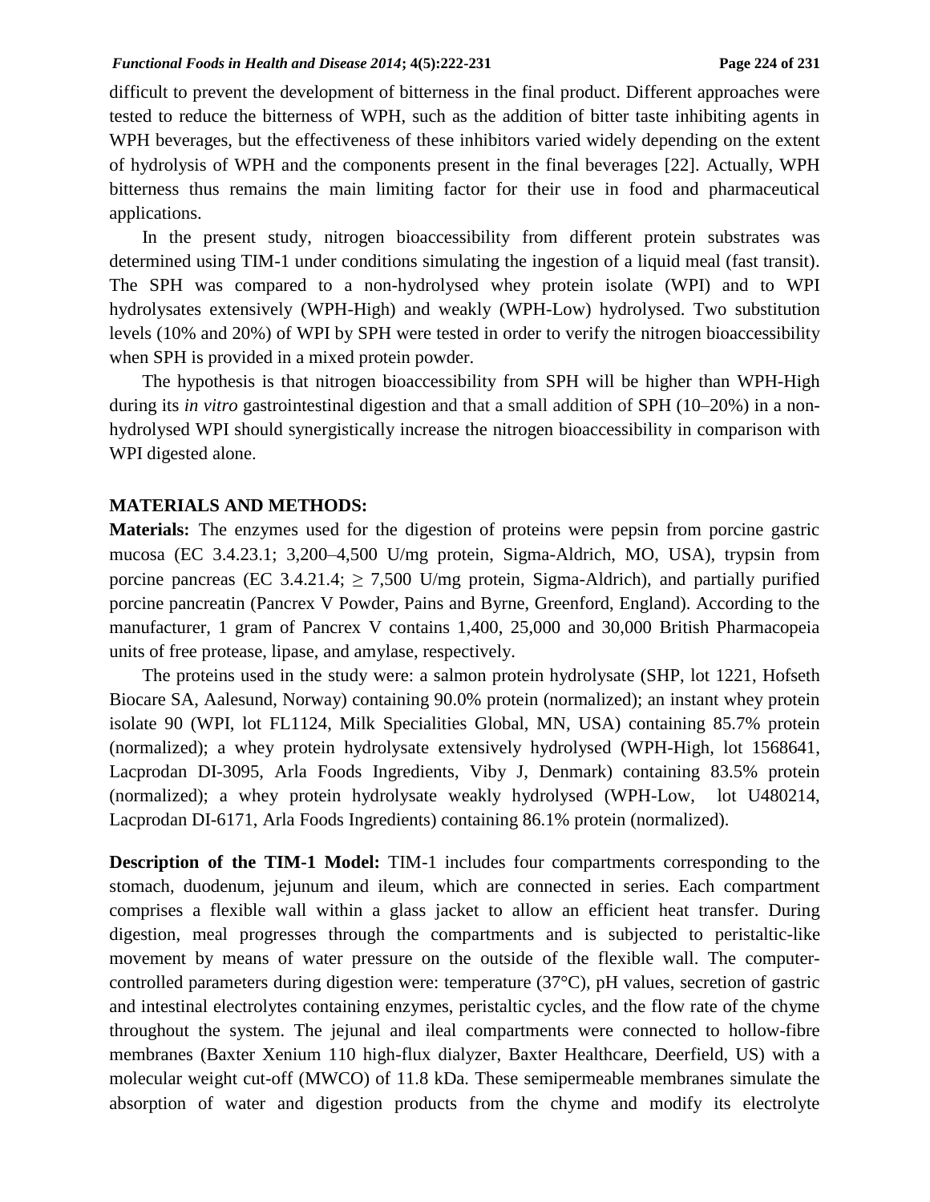difficult to prevent the development of bitterness in the final product. Different approaches were tested to reduce the bitterness of WPH, such as the addition of bitter taste inhibiting agents in WPH beverages, but the effectiveness of these inhibitors varied widely depending on the extent of hydrolysis of WPH and the components present in the final beverages [22]. Actually, WPH bitterness thus remains the main limiting factor for their use in food and pharmaceutical applications.

In the present study, nitrogen bioaccessibility from different protein substrates was determined using TIM-1 under conditions simulating the ingestion of a liquid meal (fast transit). The SPH was compared to a non-hydrolysed whey protein isolate (WPI) and to WPI hydrolysates extensively (WPH-High) and weakly (WPH-Low) hydrolysed. Two substitution levels (10% and 20%) of WPI by SPH were tested in order to verify the nitrogen bioaccessibility when SPH is provided in a mixed protein powder.

The hypothesis is that nitrogen bioaccessibility from SPH will be higher than WPH-High during its *in vitro* gastrointestinal digestion and that a small addition of SPH (10–20%) in a non-hydrolysed WPI should synergistically increase the nitrogen bioaccessibility in comparison with WPI digested alone.

## MATERIALS AND METHODS:

**Materials:** The enzymes used for the digestion of proteins were pepsin from porcine gastric mucosa (EC 3.4.23.1; 3,200–4,500 U/mg protein, Sigma-Aldrich, MO, USA), trypsin from porcine pancreas (EC 3.4.21.4; $\geq$ 7,500 U/mg protein, Sigma-Aldrich), and partially purified porcine pancreatin (Pancrex V Powder, Pains and Byrne, Greenford, England). According to the manufacturer, 1 gram of Pancrex V contains 1,400, 25,000 and 30,000 British Pharmacopeia units of free protease, lipase, and amylase, respectively.

The proteins used in the study were: a salmon protein hydrolysate (SHP, lot 1221, Hofseth Biocare SA, Aalesund, Norway) containing 90.0% protein (normalized); an instant whey protein isolate 90 (WPI, lot FL1124, Milk Specialities Global, MN, USA) containing 85.7% protein (normalized); a whey protein hydrolysate extensively hydrolysed (WPH-High, lot 1568641, Lacprodan DI-3095, Arla Foods Ingredients, Viby J, Denmark) containing 83.5% protein (normalized); a whey protein hydrolysate weakly hydrolysed (WPH-Low, lot U480214, Lacprodan DI-6171, Arla Foods Ingredients) containing 86.1% protein (normalized).

**Description of the TIM-1 Model:** TIM-1 includes four compartments corresponding to the stomach, duodenum, jejunum and ileum, which are connected in series. Each compartment comprises a flexible wall within a glass jacket to allow an efficient heat transfer. During digestion, meal progresses through the compartments and is subjected to peristaltic-like movement by means of water pressure on the outside of the flexible wall. The computer-controlled parameters during digestion were: temperature (37°C), pH values, secretion of gastric and intestinal electrolytes containing enzymes, peristaltic cycles, and the flow rate of the chyme throughout the system. The jejunal and ileal compartments were connected to hollow-fibre membranes (Baxter Xenium 110 high-flux dialyzer, Baxter Healthcare, Deerfield, US) with a molecular weight cut-off (MWCO) of 11.8 kDa. These semipermeable membranes simulate the absorption of water and digestion products from the chyme and modify its electrolyte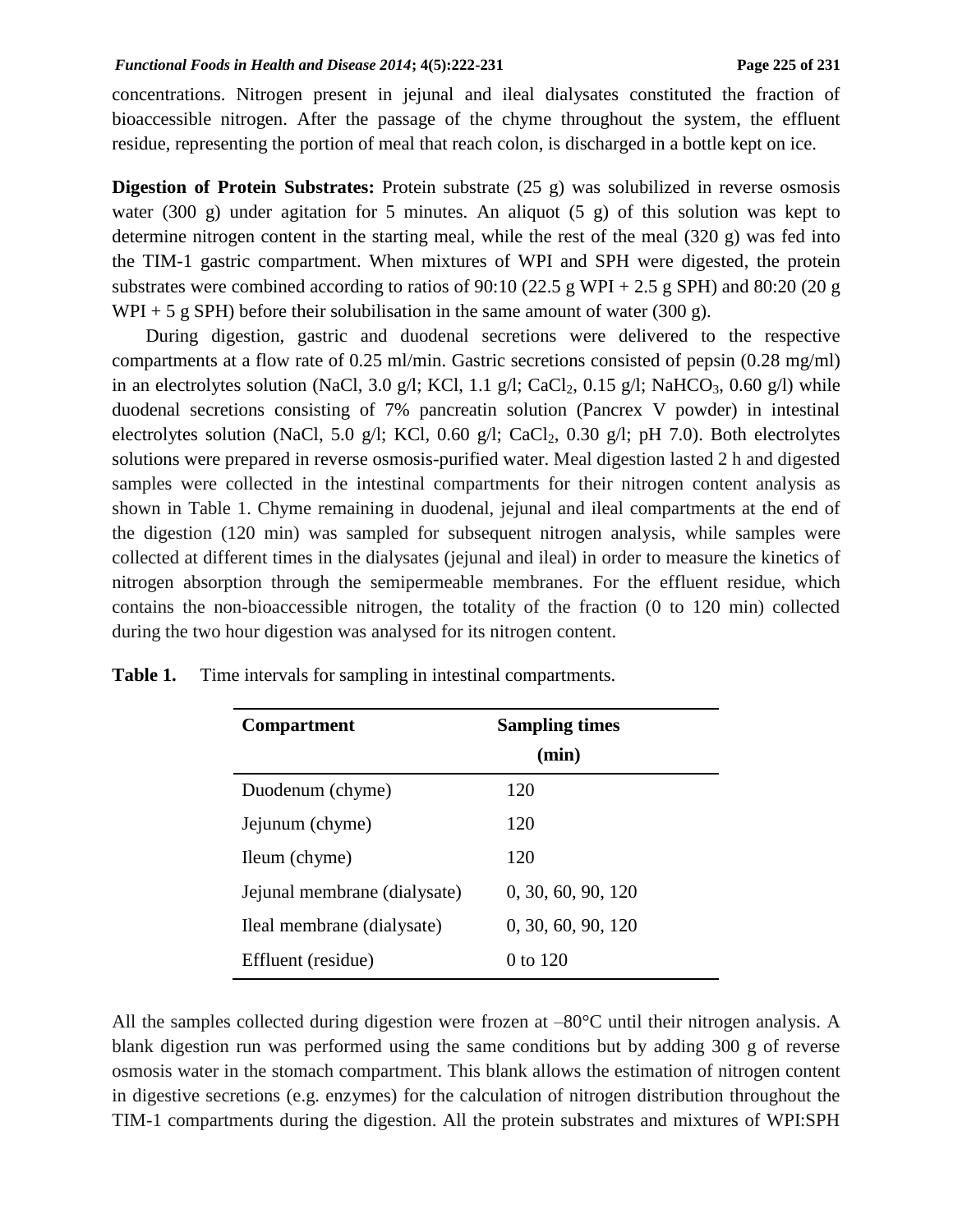concentrations. Nitrogen present in jejunal and ileal dialysates constituted the fraction of bioaccessible nitrogen. After the passage of the chyme throughout the system, the effluent residue, representing the portion of meal that reach colon, is discharged in a bottle kept on ice.

**Digestion of Protein Substrates:** Protein substrate (25 g) was solubilized in reverse osmosis water (300 g) under agitation for 5 minutes. An aliquot (5 g) of this solution was kept to determine nitrogen content in the starting meal, while the rest of the meal (320 g) was fed into the TIM-1 gastric compartment. When mixtures of WPI and SPH were digested, the protein substrates were combined according to ratios of 90:10 (22.5 g WPI + 2.5 g SPH) and 80:20 (20 g WPI + 5 g SPH) before their solubilisation in the same amount of water (300 g).

During digestion, gastric and duodenal secretions were delivered to the respective compartments at a flow rate of 0.25 ml/min. Gastric secretions consisted of pepsin (0.28 mg/ml) in an electrolytes solution (NaCl, 3.0 g/l; KCl, 1.1 g/l; $CaCl_2$, 0.15 g/l; $NaHCO_3$, 0.60 g/l) while duodenal secretions consisting of 7% pancreatin solution (Pancrex V powder) in intestinal electrolytes solution (NaCl, 5.0 g/l; KCl, 0.60 g/l; $CaCl_2$, 0.30 g/l; pH 7.0). Both electrolytes solutions were prepared in reverse osmosis-purified water. Meal digestion lasted 2 h and digested samples were collected in the intestinal compartments for their nitrogen content analysis as shown in Table 1. Chyme remaining in duodenal, jejunal and ileal compartments at the end of the digestion (120 min) was sampled for subsequent nitrogen analysis, while samples were collected at different times in the dialysates (jejunal and ileal) in order to measure the kinetics of nitrogen absorption through the semipermeable membranes. For the effluent residue, which contains the non-bioaccessible nitrogen, the totality of the fraction (0 to 120 min) collected during the two hour digestion was analysed for its nitrogen content.

**Table 1.** Time intervals for sampling in intestinal compartments.

| Compartment | Sampling times (min) |
|---|---|
| Duodenum (chyme) | 120 |
| Jejunum (chyme) | 120 |
| Ileum (chyme) | 120 |
| Jejunal membrane (dialysate) | 0, 30, 60, 90, 120 |
| Ileal membrane (dialysate) | 0, 30, 60, 90, 120 |
| Effluent (residue) | 0 to 120 |

All the samples collected during digestion were frozen at –80°C until their nitrogen analysis. A blank digestion run was performed using the same conditions but by adding 300 g of reverse osmosis water in the stomach compartment. This blank allows the estimation of nitrogen content in digestive secretions (e.g. enzymes) for the calculation of nitrogen distribution throughout the TIM-1 compartments during the digestion. All the protein substrates and mixtures of WPI:SPH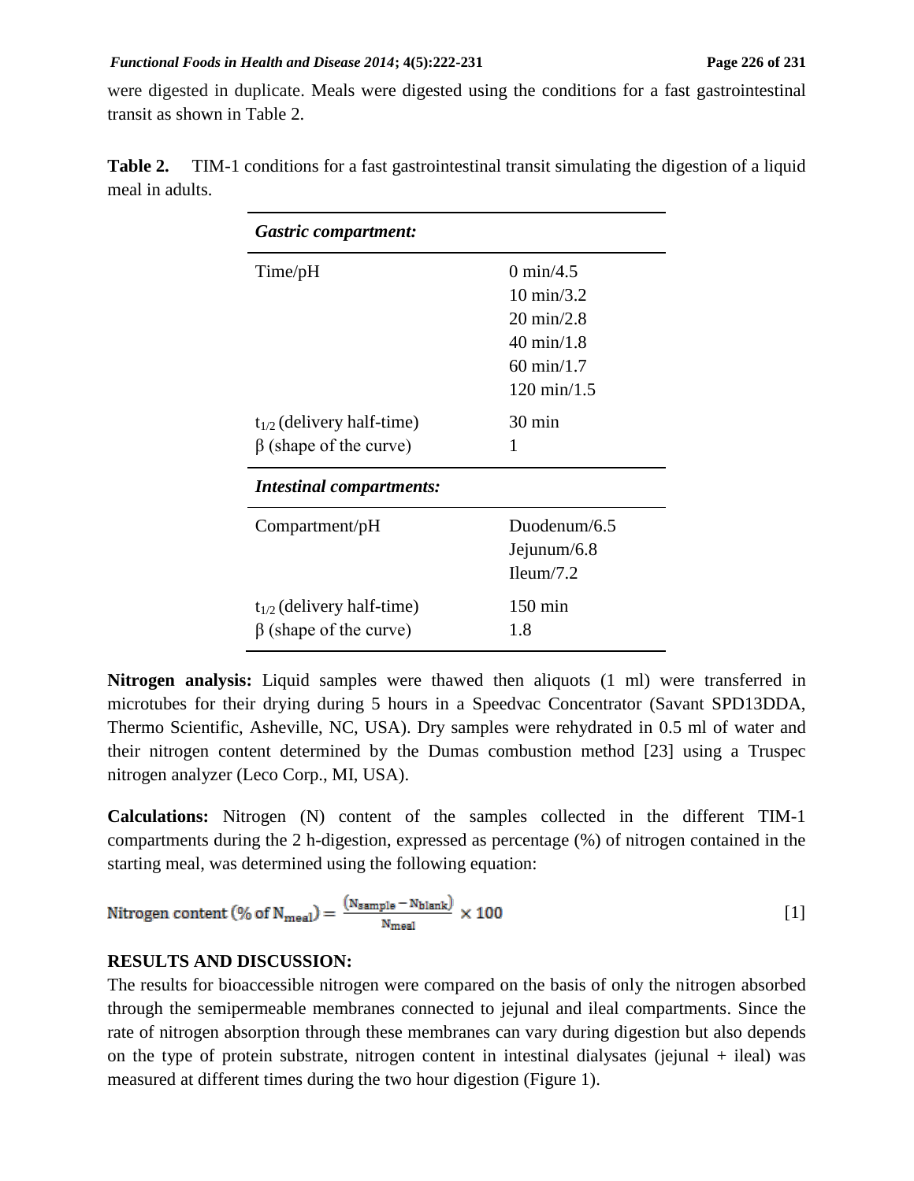were digested in duplicate. Meals were digested using the conditions for a fast gastrointestinal transit as shown in Table 2.

**Table 2.** TIM-1 conditions for a fast gastrointestinal transit simulating the digestion of a liquid meal in adults.

| ***Gastric compartment:*** | |
|---|---|
| Time/pH | 0 min/4.5<br>10 min/3.2<br>20 min/2.8<br>40 min/1.8<br>60 min/1.7<br>120 min/1.5 |
| $t_{1/2}$ (delivery half-time) | 30 min |
| $\beta$ (shape of the curve) | 1 |
| ***Intestinal compartments:*** | |
| Compartment/pH | Duodenum/6.5<br>Jejunum/6.8<br>Ileum/7.2 |
| $t_{1/2}$ (delivery half-time) | 150 min |
| $\beta$ (shape of the curve) | 1.8 |

**Nitrogen analysis:** Liquid samples were thawed then aliquots (1 ml) were transferred in microtubes for their drying during 5 hours in a Speedvac Concentrator (Savant SPD13DDA, Thermo Scientific, Asheville, NC, USA). Dry samples were rehydrated in 0.5 ml of water and their nitrogen content determined by the Dumas combustion method [23] using a Truspec nitrogen analyzer (Leco Corp., MI, USA).

**Calculations:** Nitrogen (N) content of the samples collected in the different TIM-1 compartments during the 2 h-digestion, expressed as percentage (%) of nitrogen contained in the starting meal, was determined using the following equation:

$$\text{Nitrogen content } (\% \text{ of } N_{meal}) = \frac{(N_{sample} - N_{blank})}{N_{meal}} \times 100 \qquad [1]$$

## RESULTS AND DISCUSSION:

The results for bioaccessible nitrogen were compared on the basis of only the nitrogen absorbed through the semipermeable membranes connected to jejunal and ileal compartments. Since the rate of nitrogen absorption through these membranes can vary during digestion but also depends on the type of protein substrate, nitrogen content in intestinal dialysates (jejunal + ileal) was measured at different times during the two hour digestion (Figure 1).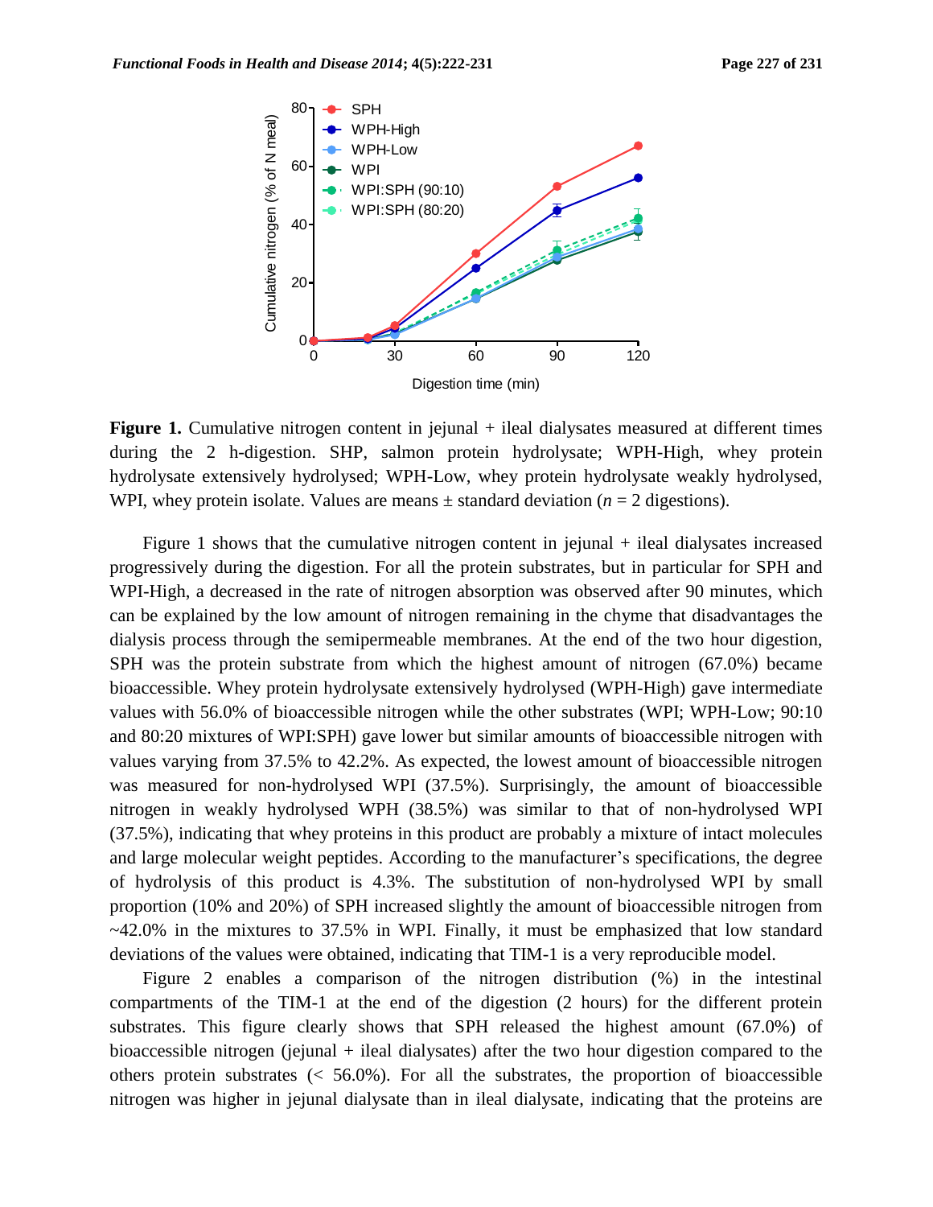**Figure 1.** Cumulative nitrogen content in jejunal + ileal dialysates measured at different times during the 2 h-digestion. SHP, salmon protein hydrolysate; WPH-High, whey protein hydrolysate extensively hydrolysed; WPH-Low, whey protein hydrolysate weakly hydrolysed, WPI, whey protein isolate. Values are means ± standard deviation (*n* = 2 digestions).

Figure 1 shows that the cumulative nitrogen content in jejunal + ileal dialysates increased progressively during the digestion. For all the protein substrates, but in particular for SPH and WPI-High, a decreased in the rate of nitrogen absorption was observed after 90 minutes, which can be explained by the low amount of nitrogen remaining in the chyme that disadvantages the dialysis process through the semipermeable membranes. At the end of the two hour digestion, SPH was the protein substrate from which the highest amount of nitrogen (67.0%) became bioaccessible. Whey protein hydrolysate extensively hydrolysed (WPH-High) gave intermediate values with 56.0% of bioaccessible nitrogen while the other substrates (WPI; WPH-Low; 90:10 and 80:20 mixtures of WPI:SPH) gave lower but similar amounts of bioaccessible nitrogen with values varying from 37.5% to 42.2%. As expected, the lowest amount of bioaccessible nitrogen was measured for non-hydrolysed WPI (37.5%). Surprisingly, the amount of bioaccessible nitrogen in weakly hydrolysed WPH (38.5%) was similar to that of non-hydrolysed WPI (37.5%), indicating that whey proteins in this product are probably a mixture of intact molecules and large molecular weight peptides. According to the manufacturer's specifications, the degree of hydrolysis of this product is 4.3%. The substitution of non-hydrolysed WPI by small proportion (10% and 20%) of SPH increased slightly the amount of bioaccessible nitrogen from ~42.0% in the mixtures to 37.5% in WPI. Finally, it must be emphasized that low standard deviations of the values were obtained, indicating that TIM-1 is a very reproducible model.

Figure 2 enables a comparison of the nitrogen distribution (%) in the intestinal compartments of the TIM-1 at the end of the digestion (2 hours) for the different protein substrates. This figure clearly shows that SPH released the highest amount (67.0%) of bioaccessible nitrogen (jejunal + ileal dialysates) after the two hour digestion compared to the others protein substrates (< 56.0%). For all the substrates, the proportion of bioaccessible nitrogen was higher in jejunal dialysate than in ileal dialysate, indicating that the proteins are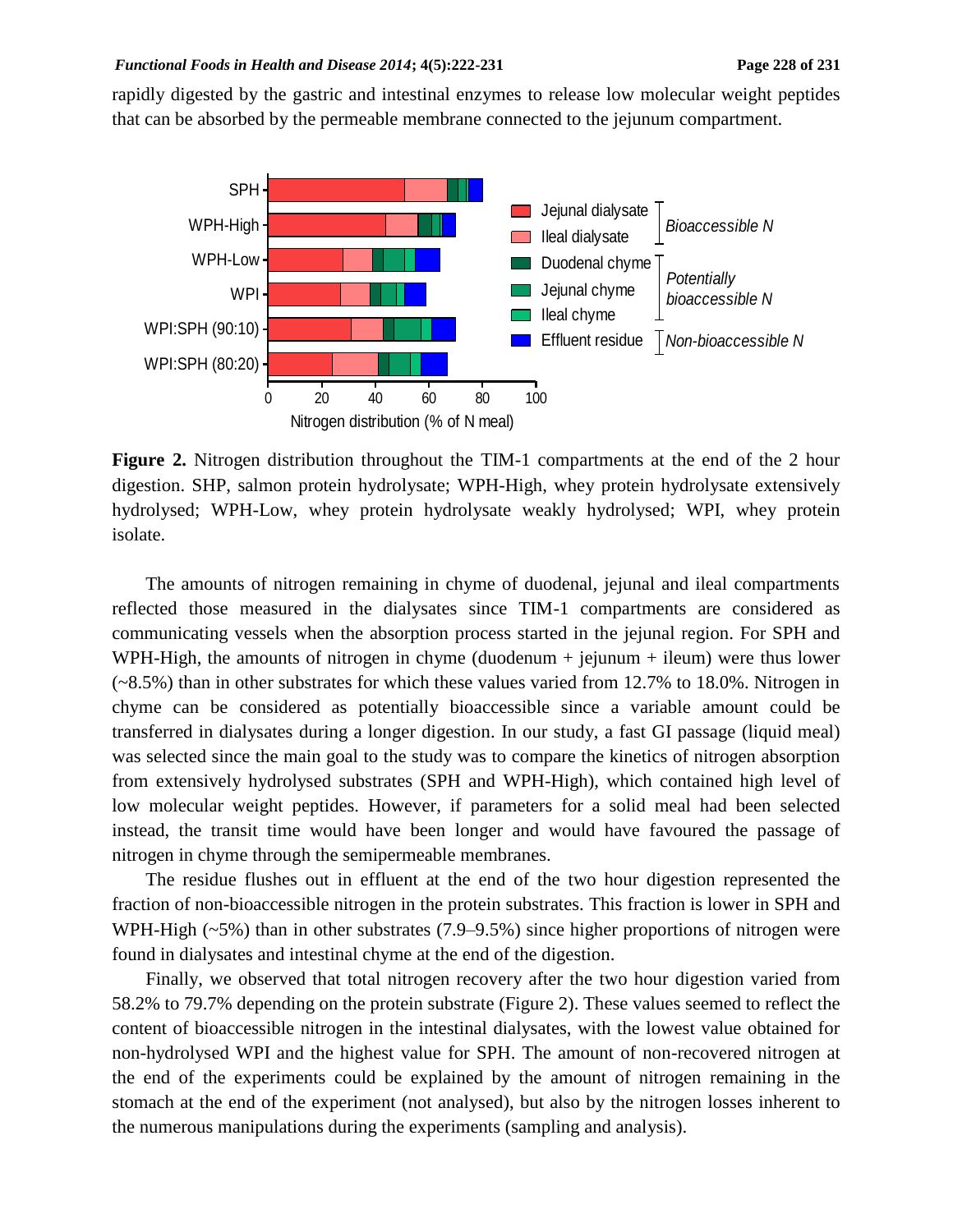rapidly digested by the gastric and intestinal enzymes to release low molecular weight peptides that can be absorbed by the permeable membrane connected to the jejunum compartment.

**Figure 2.** Nitrogen distribution throughout the TIM-1 compartments at the end of the 2 hour digestion. SHP, salmon protein hydrolysate; WPH-High, whey protein hydrolysate extensively hydrolysed; WPH-Low, whey protein hydrolysate weakly hydrolysed; WPI, whey protein isolate.

The amounts of nitrogen remaining in chyme of duodenal, jejunal and ileal compartments reflected those measured in the dialysates since TIM-1 compartments are considered as communicating vessels when the absorption process started in the jejunal region. For SPH and WPH-High, the amounts of nitrogen in chyme (duodenum + jejunum + ileum) were thus lower (~8.5%) than in other substrates for which these values varied from 12.7% to 18.0%. Nitrogen in chyme can be considered as potentially bioaccessible since a variable amount could be transferred in dialysates during a longer digestion. In our study, a fast GI passage (liquid meal) was selected since the main goal to the study was to compare the kinetics of nitrogen absorption from extensively hydrolysed substrates (SPH and WPH-High), which contained high level of low molecular weight peptides. However, if parameters for a solid meal had been selected instead, the transit time would have been longer and would have favoured the passage of nitrogen in chyme through the semipermeable membranes.

The residue flushes out in effluent at the end of the two hour digestion represented the fraction of non-bioaccessible nitrogen in the protein substrates. This fraction is lower in SPH and WPH-High (~5%) than in other substrates (7.9–9.5%) since higher proportions of nitrogen were found in dialysates and intestinal chyme at the end of the digestion.

Finally, we observed that total nitrogen recovery after the two hour digestion varied from 58.2% to 79.7% depending on the protein substrate (Figure 2). These values seemed to reflect the content of bioaccessible nitrogen in the intestinal dialysates, with the lowest value obtained for non-hydrolysed WPI and the highest value for SPH. The amount of non-recovered nitrogen at the end of the experiments could be explained by the amount of nitrogen remaining in the stomach at the end of the experiment (not analysed), but also by the nitrogen losses inherent to the numerous manipulations during the experiments (sampling and analysis).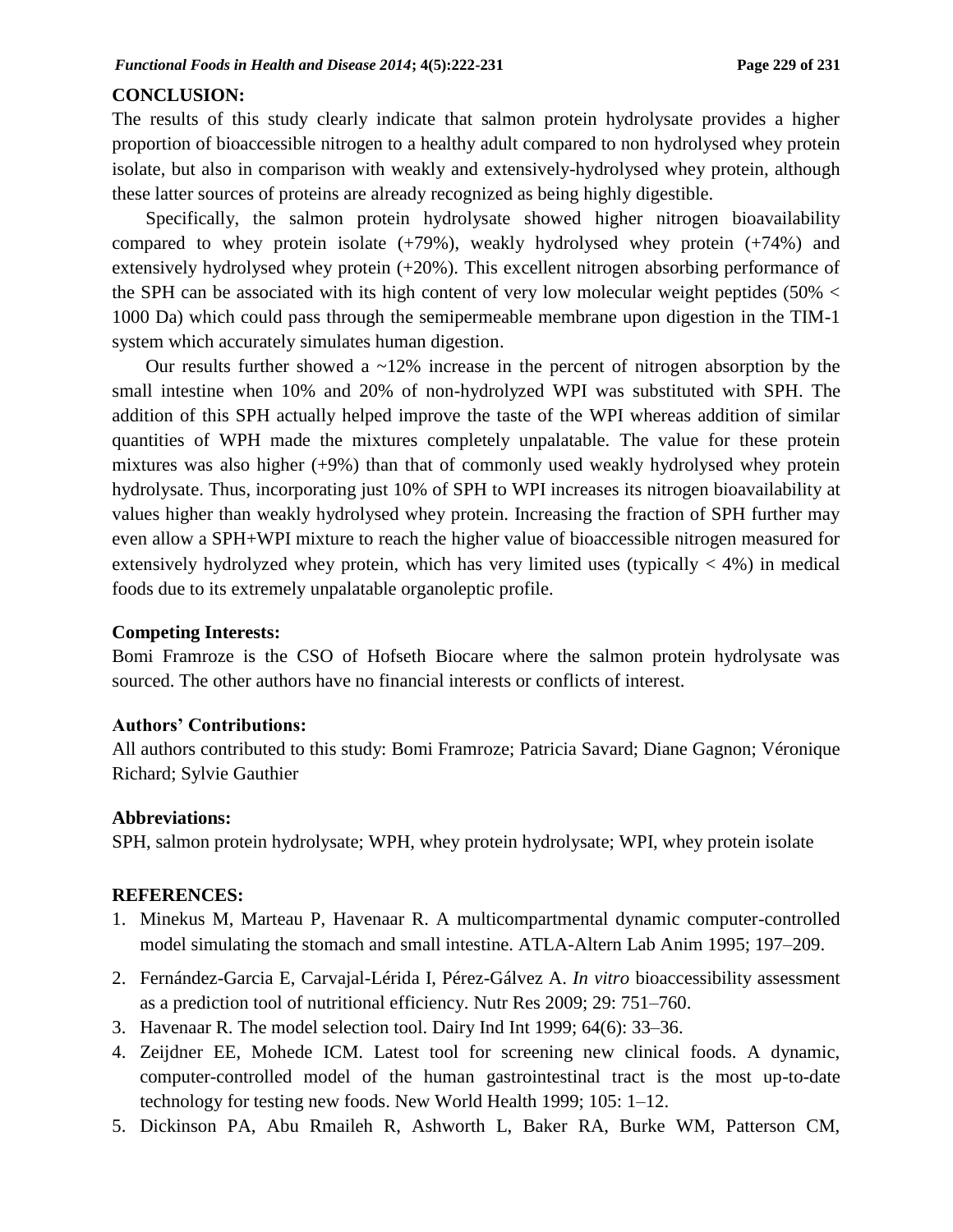## CONCLUSION:

The results of this study clearly indicate that salmon protein hydrolysate provides a higher proportion of bioaccessible nitrogen to a healthy adult compared to non hydrolysed whey protein isolate, but also in comparison with weakly and extensively-hydrolysed whey protein, although these latter sources of proteins are already recognized as being highly digestible.

Specifically, the salmon protein hydrolysate showed higher nitrogen bioavailability compared to whey protein isolate (+79%), weakly hydrolysed whey protein (+74%) and extensively hydrolysed whey protein (+20%). This excellent nitrogen absorbing performance of the SPH can be associated with its high content of very low molecular weight peptides (50% < 1000 Da) which could pass through the semipermeable membrane upon digestion in the TIM-1 system which accurately simulates human digestion.

Our results further showed a ~12% increase in the percent of nitrogen absorption by the small intestine when 10% and 20% of non-hydrolyzed WPI was substituted with SPH. The addition of this SPH actually helped improve the taste of the WPI whereas addition of similar quantities of WPH made the mixtures completely unpalatable. The value for these protein mixtures was also higher (+9%) than that of commonly used weakly hydrolysed whey protein hydrolysate. Thus, incorporating just 10% of SPH to WPI increases its nitrogen bioavailability at values higher than weakly hydrolysed whey protein. Increasing the fraction of SPH further may even allow a SPH+WPI mixture to reach the higher value of bioaccessible nitrogen measured for extensively hydrolyzed whey protein, which has very limited uses (typically < 4%) in medical foods due to its extremely unpalatable organoleptic profile.

### Competing Interests:

Bomi Framroze is the CSO of Hofseth Biocare where the salmon protein hydrolysate was sourced. The other authors have no financial interests or conflicts of interest.

### Authors' Contributions:

All authors contributed to this study: Bomi Framroze; Patricia Savard; Diane Gagnon; Véronique Richard; Sylvie Gauthier

### Abbreviations:

SPH, salmon protein hydrolysate; WPH, whey protein hydrolysate; WPI, whey protein isolate

## REFERENCES:

1. Minekus M, Marteau P, Havenaar R. A multicompartmental dynamic computer-controlled model simulating the stomach and small intestine. ATLA-Altern Lab Anim 1995; 197–209.
2. Fernández-Garcia E, Carvajal-Lérida I, Pérez-Gálvez A. *In vitro* bioaccessibility assessment as a prediction tool of nutritional efficiency. Nutr Res 2009; 29: 751–760.
3. Havenaar R. The model selection tool. Dairy Ind Int 1999; 64(6): 33–36.
4. Zeijdner EE, Mohede ICM. Latest tool for screening new clinical foods. A dynamic, computer-controlled model of the human gastrointestinal tract is the most up-to-date technology for testing new foods. New World Health 1999; 105: 1–12.
5. Dickinson PA, Abu Rmaileh R, Ashworth L, Baker RA, Burke WM, Patterson CM,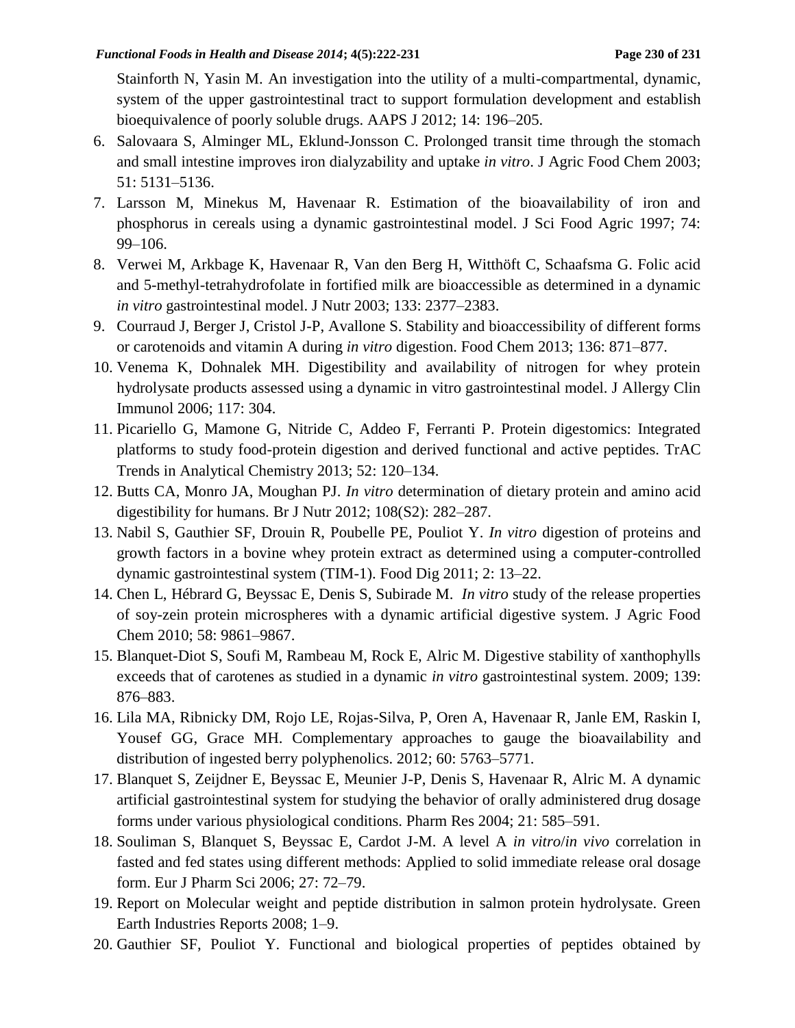Stainforth N, Yasin M. An investigation into the utility of a multi-compartmental, dynamic, system of the upper gastrointestinal tract to support formulation development and establish bioequivalence of poorly soluble drugs. AAPS J 2012; 14: 196–205.

6. Salovaara S, Alminger ML, Eklund-Jonsson C. Prolonged transit time through the stomach and small intestine improves iron dialyzability and uptake *in vitro*. J Agric Food Chem 2003; 51: 5131–5136.
7. Larsson M, Minekus M, Havenaar R. Estimation of the bioavailability of iron and phosphorus in cereals using a dynamic gastrointestinal model. J Sci Food Agric 1997; 74: 99–106.
8. Verwei M, Arkbage K, Havenaar R, Van den Berg H, Witthöft C, Schaafsma G. Folic acid and 5-methyl-tetrahydrofolate in fortified milk are bioaccessible as determined in a dynamic *in vitro* gastrointestinal model. J Nutr 2003; 133: 2377–2383.
9. Courraud J, Berger J, Cristol J-P, Avallone S. Stability and bioaccessibility of different forms or carotenoids and vitamin A during *in vitro* digestion. Food Chem 2013; 136: 871–877.
10. Venema K, Dohnalek MH. Digestibility and availability of nitrogen for whey protein hydrolysate products assessed using a dynamic in vitro gastrointestinal model. J Allergy Clin Immunol 2006; 117: 304.
11. Picariello G, Mamone G, Nitride C, Addeo F, Ferranti P. Protein digestomics: Integrated platforms to study food-protein digestion and derived functional and active peptides. TrAC Trends in Analytical Chemistry 2013; 52: 120–134.
12. Butts CA, Monro JA, Moughan PJ. *In vitro* determination of dietary protein and amino acid digestibility for humans. Br J Nutr 2012; 108(S2): 282–287.
13. Nabil S, Gauthier SF, Drouin R, Poubelle PE, Pouliot Y. *In vitro* digestion of proteins and growth factors in a bovine whey protein extract as determined using a computer-controlled dynamic gastrointestinal system (TIM-1). Food Dig 2011; 2: 13–22.
14. Chen L, Hébrard G, Beyssac E, Denis S, Subirade M. *In vitro* study of the release properties of soy-zein protein microspheres with a dynamic artificial digestive system. J Agric Food Chem 2010; 58: 9861–9867.
15. Blanquet-Diot S, Soufi M, Rambeau M, Rock E, Alric M. Digestive stability of xanthophylls exceeds that of carotenes as studied in a dynamic *in vitro* gastrointestinal system. 2009; 139: 876–883.
16. Lila MA, Ribnicky DM, Rojo LE, Rojas-Silva, P, Oren A, Havenaar R, Janle EM, Raskin I, Yousef GG, Grace MH. Complementary approaches to gauge the bioavailability and distribution of ingested berry polyphenolics. 2012; 60: 5763–5771.
17. Blanquet S, Zeijdner E, Beyssac E, Meunier J-P, Denis S, Havenaar R, Alric M. A dynamic artificial gastrointestinal system for studying the behavior of orally administered drug dosage forms under various physiological conditions. Pharm Res 2004; 21: 585–591.
18. Souliman S, Blanquet S, Beyssac E, Cardot J-M. A level A *in vitro*/*in vivo* correlation in fasted and fed states using different methods: Applied to solid immediate release oral dosage form. Eur J Pharm Sci 2006; 27: 72–79.
19. Report on Molecular weight and peptide distribution in salmon protein hydrolysate. Green Earth Industries Reports 2008; 1–9.
20. Gauthier SF, Pouliot Y. Functional and biological properties of peptides obtained by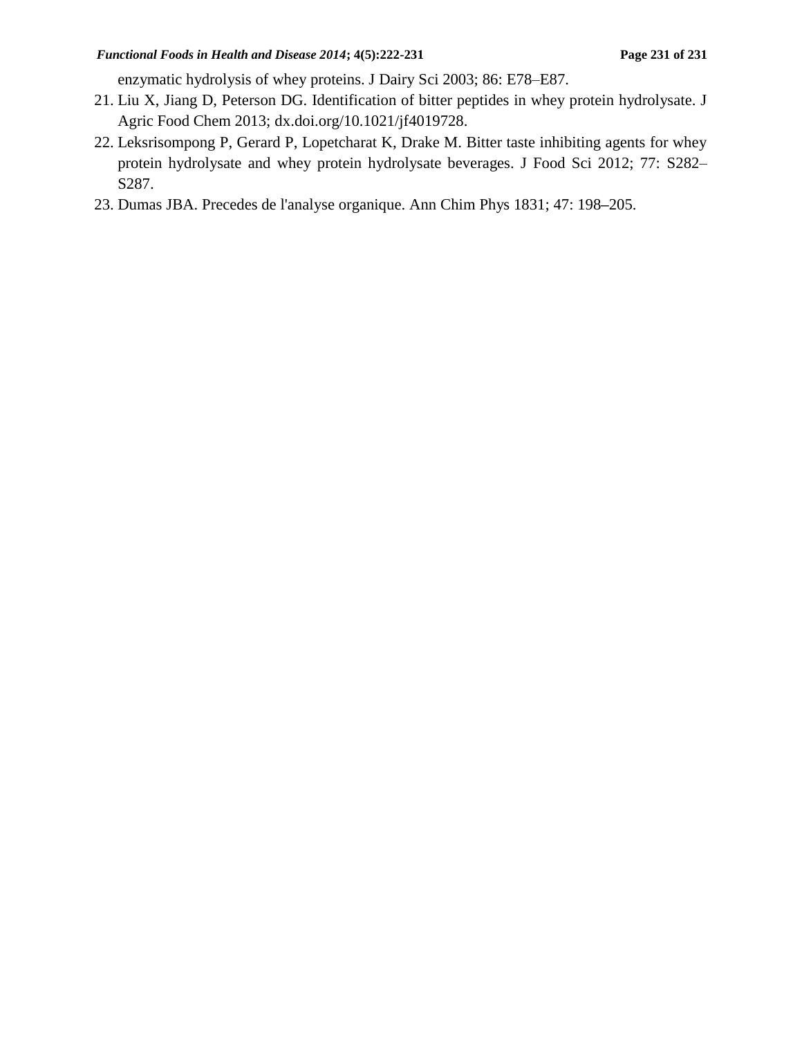enzymatic hydrolysis of whey proteins. J Dairy Sci 2003; 86: E78–E87.

21. Liu X, Jiang D, Peterson DG. Identification of bitter peptides in whey protein hydrolysate. J Agric Food Chem 2013; dx.doi.org/10.1021/jf4019728.
22. Leksrisompong P, Gerard P, Lopetcharat K, Drake M. Bitter taste inhibiting agents for whey protein hydrolysate and whey protein hydrolysate beverages. J Food Sci 2012; 77: S282–S287.
23. Dumas JBA. Precedes de l'analyse organique. Ann Chim Phys 1831; 47: 198–205.